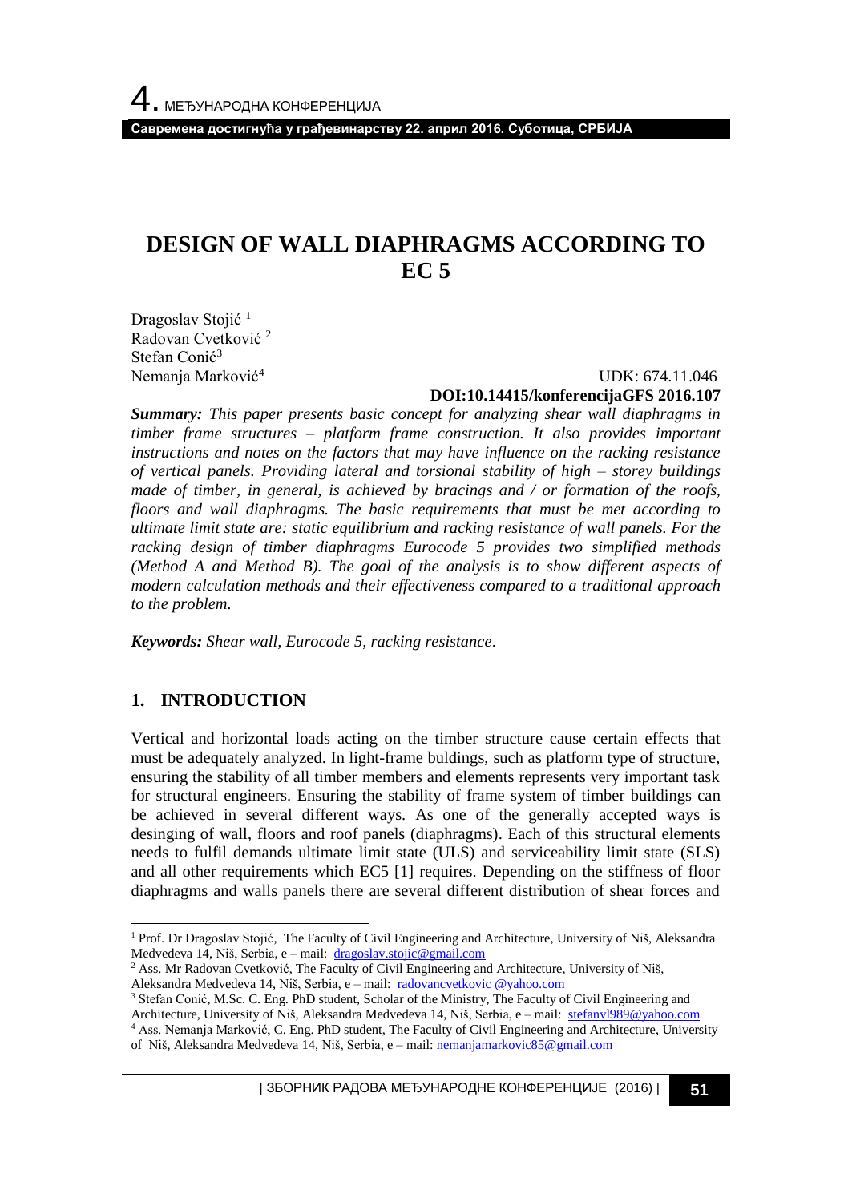# DESIGN OF WALL DIAPHRAGMS ACCORDING TO EC 5

Dragoslav Stojić [1]
Radovan Cvetković [2]
Stefan Conić[3]
Nemanja Marković[4]

UDK: 674.11.046
**DOI:10.14415/konferencijaGFS 2016.107**

***Summary:*** *This paper presents basic concept for analyzing shear wall diaphragms in timber frame structures – platform frame construction. It also provides important instructions and notes on the factors that may have influence on the racking resistance of vertical panels. Providing lateral and torsional stability of high – storey buildings made of timber, in general, is achieved by bracings and / or formation of the roofs, floors and wall diaphragms. The basic requirements that must be met according to ultimate limit state are: static equilibrium and racking resistance of wall panels. For the racking design of timber diaphragms Eurocode 5 provides two simplified methods (Method A and Method B). The goal of the analysis is to show different aspects of modern calculation methods and their effectiveness compared to a traditional approach to the problem.*

***Keywords:*** *Shear wall, Eurocode 5, racking resistance*.

## 1. INTRODUCTION

Vertical and horizontal loads acting on the timber structure cause certain effects that must be adequately analyzed. In light-frame buldings, such as platform type of structure, ensuring the stability of all timber members and elements represents very important task for structural engineers. Ensuring the stability of frame system of timber buildings can be achieved in several different ways. As one of the generally accepted ways is desinging of wall, floors and roof panels (diaphragms). Each of this structural elements needs to fulfil demands ultimate limit state (ULS) and serviceability limit state (SLS) and all other requirements which EC5 [1] requires. Depending on the stiffness of floor diaphragms and walls panels there are several different distribution of shear forces and

---

[1] Prof. Dr Dragoslav Stojić, The Faculty of Civil Engineering and Architecture, University of Niš, Aleksandra Medvedeva 14, Niš, Serbia, e – mail: dragoslav.stojic@gmail.com

[2] Ass. Mr Radovan Cvetković, The Faculty of Civil Engineering and Architecture, University of Niš, Aleksandra Medvedeva 14, Niš, Serbia, e – mail: radovancvetkovic @yahoo.com

[3] Stefan Conić, M.Sc. C. Eng. PhD student, Scholar of the Ministry, The Faculty of Civil Engineering and Architecture, University of Niš, Aleksandra Medvedeva 14, Niš, Serbia, e – mail: stefanvl989@yahoo.com

[4] Ass. Nemanja Marković, C. Eng. PhD student, The Faculty of Civil Engineering and Architecture, University of Niš, Aleksandra Medvedeva 14, Niš, Serbia, e – mail: nemanjamarkovic85@gmail.com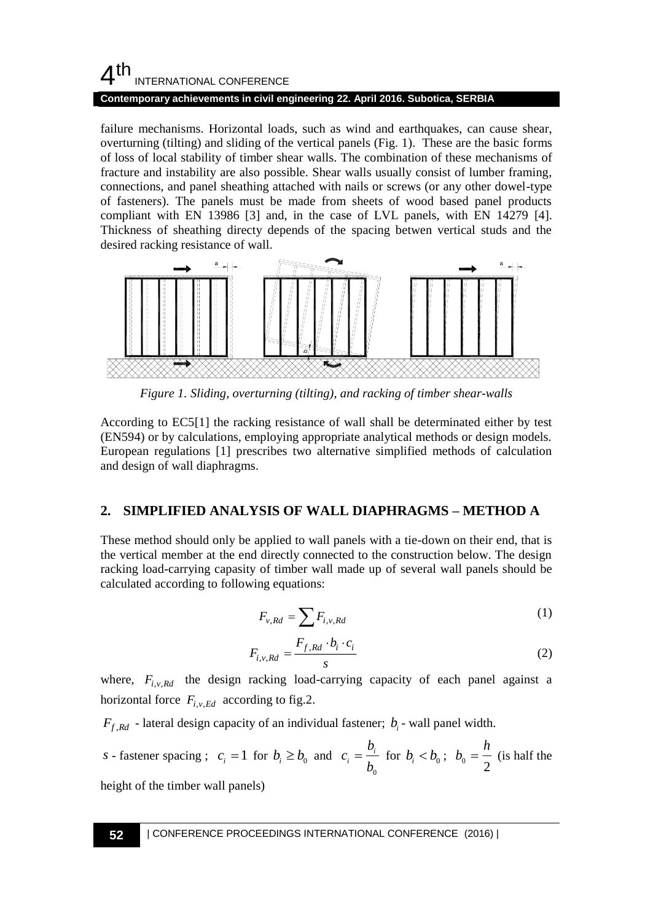failure mechanisms. Horizontal loads, such as wind and earthquakes, can cause shear, overturning (tilting) and sliding of the vertical panels (Fig. 1). These are the basic forms of loss of local stability of timber shear walls. The combination of these mechanisms of fracture and instability are also possible. Shear walls usually consist of lumber framing, connections, and panel sheathing attached with nails or screws (or any other dowel-type of fasteners). The panels must be made from sheets of wood based panel products compliant with EN 13986 [3] and, in the case of LVL panels, with EN 14279 [4]. Thickness of sheathing directy depends of the spacing betwen vertical studs and the desired racking resistance of wall.

*Figure 1. Sliding, overturning (tilting), and racking of timber shear-walls*

According to EC5[1] the racking resistance of wall shall be determinated either by test (EN594) or by calculations, employing appropriate analytical methods or design models. European regulations [1] prescribes two alternative simplified methods of calculation and design of wall diaphragms.

## 2. SIMPLIFIED ANALYSIS OF WALL DIAPHRAGMS – METHOD A

These method should only be applied to wall panels with a tie-down on their end, that is the vertical member at the end directly connected to the construction below. The design racking load-carrying capasity of timber wall made up of several wall panels should be calculated according to following equations:

$$F_{v,Rd} = \sum F_{i,v,Rd} \tag{1}$$

$$F_{i,v,Rd} = \frac{F_{f,Rd} \cdot b_i \cdot c_i}{s} \tag{2}$$

where, $F_{i,v,Rd}$ the design racking load-carrying capacity of each panel against a horizontal force $F_{i,v,Ed}$ according to fig.2.

$F_{f,Rd}$ - lateral design capacity of an individual fastener; $b_i$ - wall panel width.

$s$ - fastener spacing ; $c_i = 1$ for $b_i \geq b_0$ and $c_i = \frac{b_i}{b_0}$ for $b_i < b_0$ ; $b_0 = \frac{h}{2}$ (is half the height of the timber wall panels)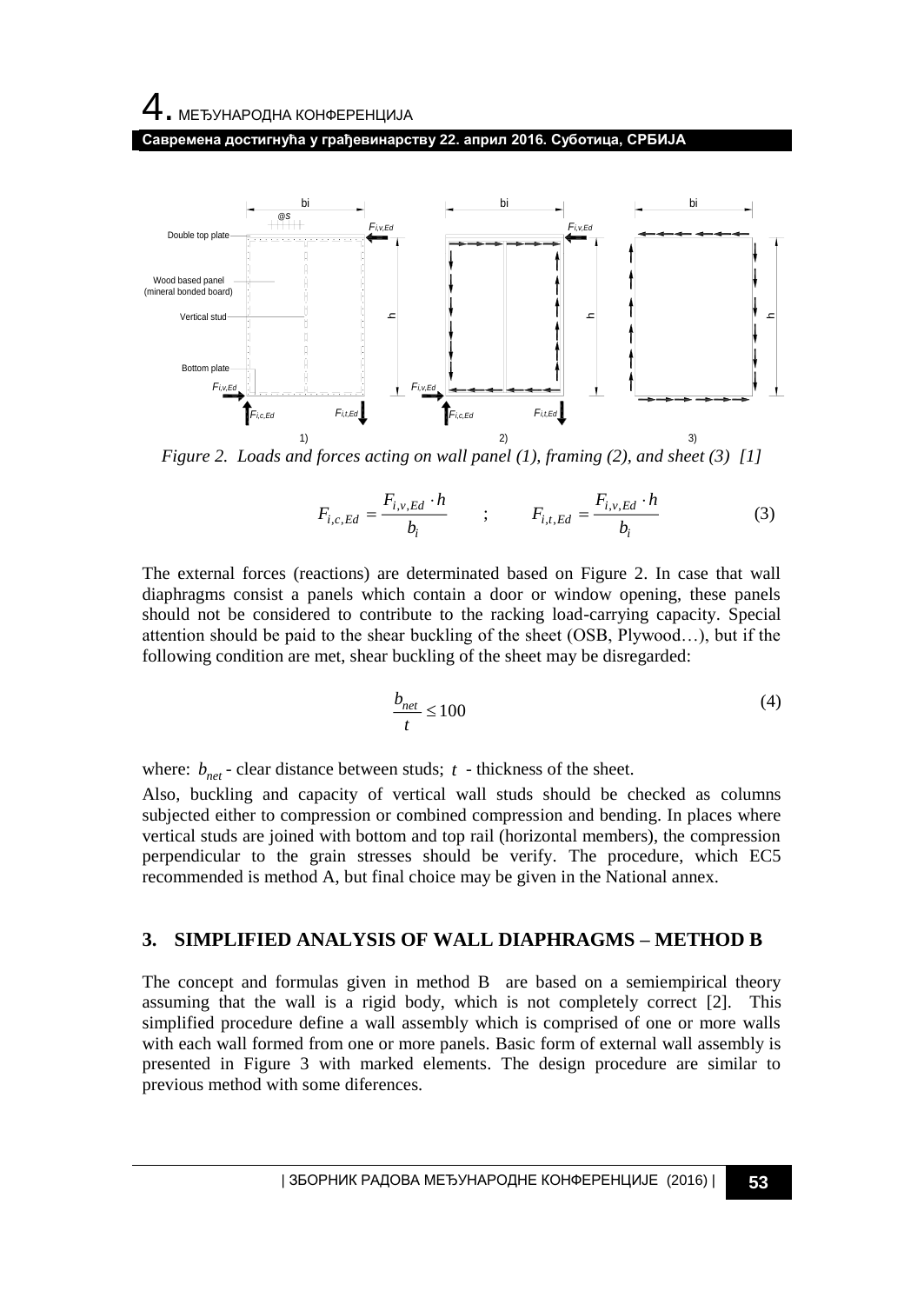Figure 2. Loads and forces acting on wall panel (1), framing (2), and sheet (3) [1]

$$F_{i,c,Ed} = \frac{F_{i,v,Ed} \cdot h}{b_i} \qquad ; \qquad F_{i,t,Ed} = \frac{F_{i,v,Ed} \cdot h}{b_i} \tag{3}$$

The external forces (reactions) are determinated based on Figure 2. In case that wall diaphragms consist a panels which contain a door or window opening, these panels should not be considered to contribute to the racking load-carrying capacity. Special attention should be paid to the shear buckling of the sheet (OSB, Plywood…), but if the following condition are met, shear buckling of the sheet may be disregarded:

$$\frac{b_{net}}{t} \leq 100 \tag{4}$$

where: $b_{net}$ - clear distance between studs; $t$ - thickness of the sheet.

Also, buckling and capacity of vertical wall studs should be checked as columns subjected either to compression or combined compression and bending. In places where vertical studs are joined with bottom and top rail (horizontal members), the compression perpendicular to the grain stresses should be verify. The procedure, which EC5 recommended is method A, but final choice may be given in the National annex.

## 3. SIMPLIFIED ANALYSIS OF WALL DIAPHRAGMS – METHOD B

The concept and formulas given in method B are based on a semiempirical theory assuming that the wall is a rigid body, which is not completely correct [2]. This simplified procedure define a wall assembly which is comprised of one or more walls with each wall formed from one or more panels. Basic form of external wall assembly is presented in Figure 3 with marked elements. The design procedure are similar to previous method with some diferences.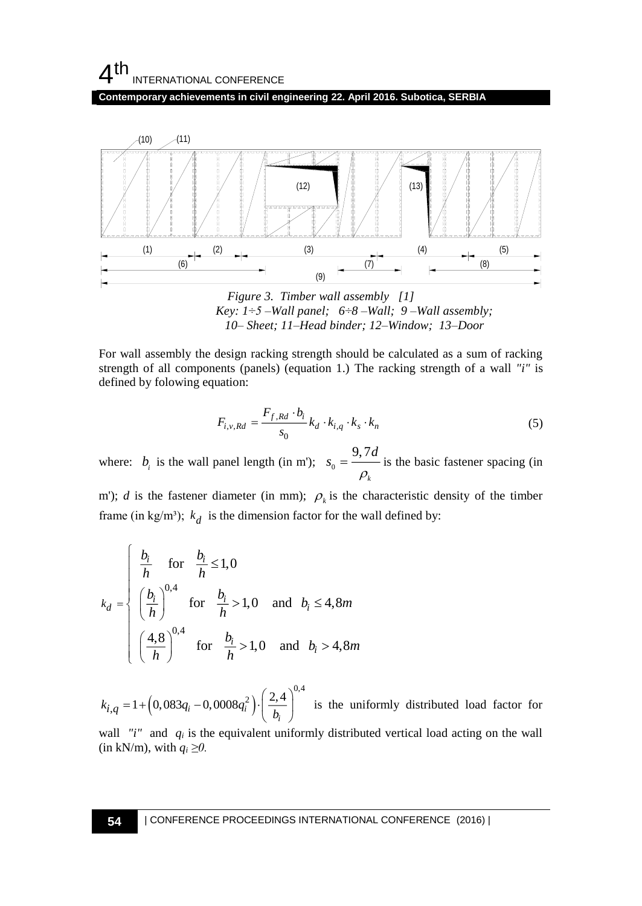*Figure 3. Timber wall assembly [1]*
*Key: 1÷5 –Wall panel; 6÷8 –Wall; 9 –Wall assembly;*
*10– Sheet; 11–Head binder; 12–Window; 13–Door*

For wall assembly the design racking strength should be calculated as a sum of racking strength of all components (panels) (equation 1.) The racking strength of a wall *"i"* is defined by folowing equation:

$$F_{i,v,Rd} = \frac{F_{f,Rd} \cdot b_i}{s_0} k_d \cdot k_{i,q} \cdot k_s \cdot k_n \tag{5}$$

where: $b_i$ is the wall panel length (in m'); $s_0 = \dfrac{9,7d}{\rho_k}$ is the basic fastener spacing (in m'); $d$ is the fastener diameter (in mm); $\rho_k$ is the characteristic density of the timber frame (in kg/m³); $k_d$ is the dimension factor for the wall defined by:

$$k_d = \begin{cases} \dfrac{b_i}{h} & \text{for} \quad \dfrac{b_i}{h} \le 1,0 \\ \left(\dfrac{b_i}{h}\right)^{0,4} & \text{for} \quad \dfrac{b_i}{h} > 1,0 \quad \text{and} \quad b_i \le 4,8m \\ \left(\dfrac{4,8}{h}\right)^{0,4} & \text{for} \quad \dfrac{b_i}{h} > 1,0 \quad \text{and} \quad b_i > 4,8m \end{cases}$$

$k_{i,q} = 1 + \left(0,083q_i - 0,0008q_i^2\right) \cdot \left(\dfrac{2,4}{b_i}\right)^{0,4}$ is the uniformly distributed load factor for wall *"i"* and $q_i$ is the equivalent uniformly distributed vertical load acting on the wall (in kN/m), with $q_i \geq 0$.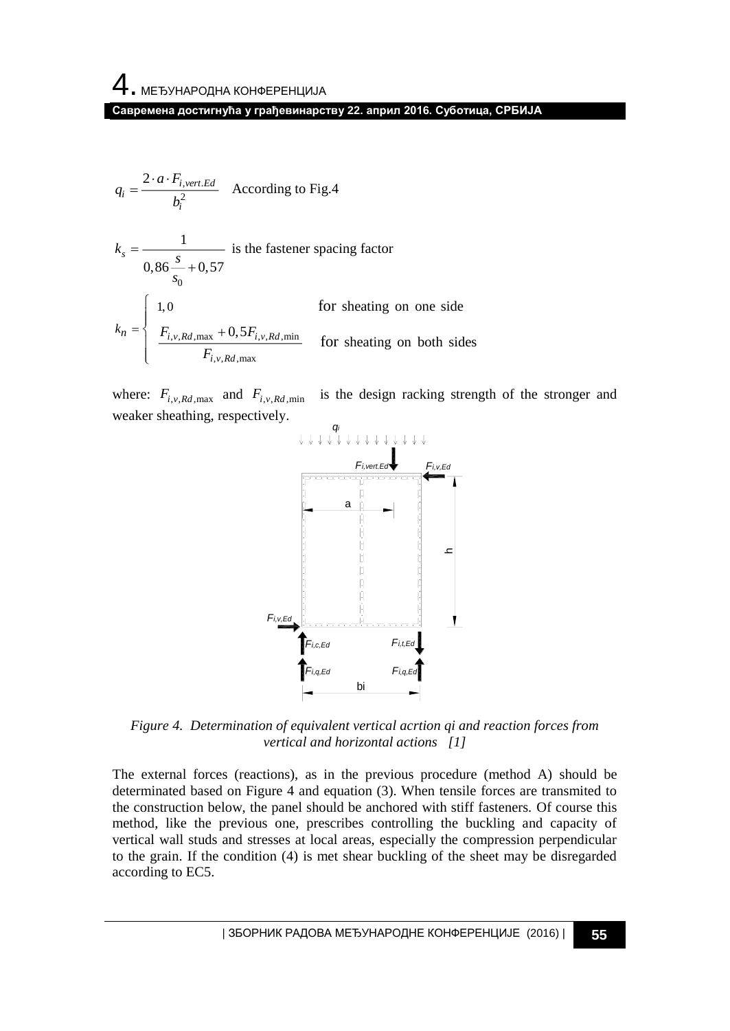$$q_i = \frac{2 \cdot a \cdot F_{i,vert.Ed}}{b_i^2} \quad \text{According to Fig.4}$$

$$k_s = \frac{1}{0,86\frac{s}{s_0} + 0,57} \quad \text{is the fastener spacing factor}$$

$$k_n = \begin{cases} 1,0 & \text{for sheating on one side} \\ \dfrac{F_{i,v,Rd,\max} + 0,5F_{i,v,Rd,\min}}{F_{i,v,Rd,\max}} & \text{for sheating on both sides} \end{cases}$$

where: $F_{i,v,Rd,\max}$ and $F_{i,v,Rd,\min}$ is the design racking strength of the stronger and weaker sheathing, respectively.

*Figure 4. Determination of equivalent vertical acrtion qi and reaction forces from vertical and horizontal actions [1]*

The external forces (reactions), as in the previous procedure (method A) should be determinated based on Figure 4 and equation (3). When tensile forces are transmited to the construction below, the panel should be anchored with stiff fasteners. Of course this method, like the previous one, prescribes controlling the buckling and capacity of vertical wall studs and stresses at local areas, especially the compression perpendicular to the grain. If the condition (4) is met shear buckling of the sheet may be disregarded according to EC5.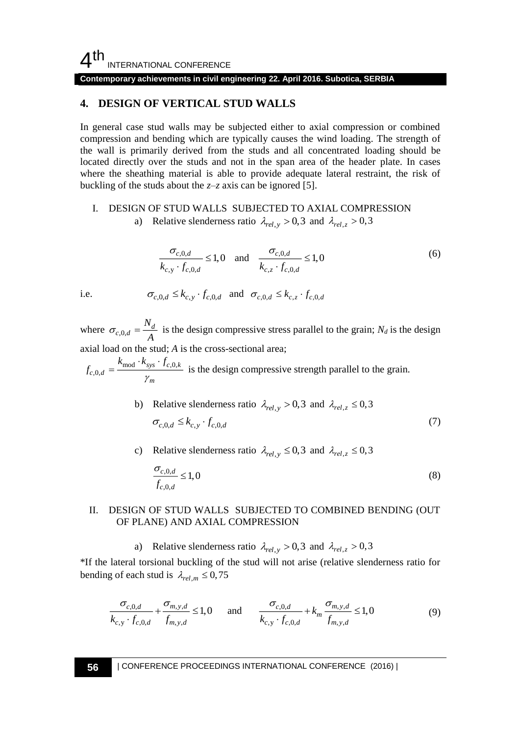## 4. DESIGN OF VERTICAL STUD WALLS

In general case stud walls may be subjected either to axial compression or combined compression and bending which are typically causes the wind loading. The strength of the wall is primarily derived from the studs and all concentrated loading should be located directly over the studs and not in the span area of the header plate. In cases where the sheathing material is able to provide adequate lateral restraint, the risk of buckling of the studs about the *z–z* axis can be ignored [5].

I. DESIGN OF STUD WALLS SUBJECTED TO AXIAL COMPRESSION

a) Relative slenderness ratio $\lambda_{rel,y} > 0,3$ and $\lambda_{rel,z} > 0,3$

$$\frac{\sigma_{c,0,d}}{k_{c,\mathrm{y}} \cdot f_{c,0,d}} \leq 1,0 \quad \text{and} \quad \frac{\sigma_{c,0,d}}{k_{c,z} \cdot f_{c,0,d}} \leq 1,0 \tag{6}$$

i.e. $\sigma_{c,0,d} \leq k_{c,y} \cdot f_{c,0,d}$ and $\sigma_{c,0,d} \leq k_{c,z} \cdot f_{c,0,d}$

where $\sigma_{c,0,d} = \dfrac{N_d}{A}$ is the design compressive stress parallel to the grain; $N_d$ is the design axial load on the stud; $A$ is the cross-sectional area;

$f_{c,0,d} = \dfrac{k_{\mathrm{mod}} \cdot k_{sys} \cdot f_{c,0,k}}{\gamma_m}$ is the design compressive strength parallel to the grain.

b) Relative slenderness ratio $\lambda_{rel,y} > 0,3$ and $\lambda_{rel,z} \leq 0,3$

$$\sigma_{c,0,d} \leq k_{c,y} \cdot f_{c,0,d} \tag{7}$$

c) Relative slenderness ratio $\lambda_{rel,y} \leq 0,3$ and $\lambda_{rel,z} \leq 0,3$

$$\frac{\sigma_{c,0,d}}{f_{c,0,d}} \leq 1,0 \tag{8}$$

II. DESIGN OF STUD WALLS SUBJECTED TO COMBINED BENDING (OUT OF PLANE) AND AXIAL COMPRESSION

a) Relative slenderness ratio $\lambda_{rel,y} > 0,3$ and $\lambda_{rel,z} > 0,3$

*If the lateral torsional buckling of the stud will not arise (relative slenderness ratio for bending of each stud is $\lambda_{rel,m} \leq 0,75$

$$\frac{\sigma_{c,0,d}}{k_{c,\mathrm{y}} \cdot f_{c,0,d}} + \frac{\sigma_{m,y,d}}{f_{m,y,d}} \leq 1,0 \quad \text{and} \quad \frac{\sigma_{c,0,d}}{k_{c,\mathrm{y}} \cdot f_{c,0,d}} + k_m \frac{\sigma_{m,y,d}}{f_{m,y,d}} \leq 1,0 \tag{9}$$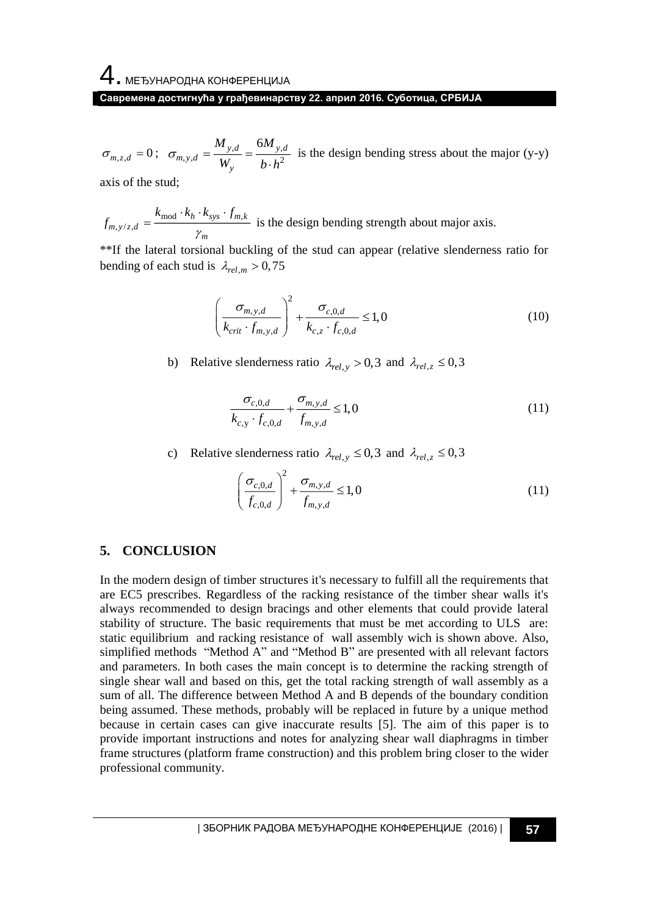$\sigma_{m,z,d} = 0$; $\sigma_{m,y,d} = \dfrac{M_{y,d}}{W_y} = \dfrac{6M_{y,d}}{b \cdot h^2}$ is the design bending stress about the major (y-y) axis of the stud;

$f_{m,y/z,d} = \dfrac{k_{\mathrm{mod}} \cdot k_h \cdot k_{sys} \cdot f_{m,k}}{\gamma_m}$ is the design bending strength about major axis.

**If the lateral torsional buckling of the stud can appear (relative slenderness ratio for bending of each stud is $\lambda_{rel,m} > 0,75$

$$\left( \frac{\sigma_{m,y,d}}{k_{crit} \cdot f_{m,y,d}} \right)^2 + \frac{\sigma_{c,0,d}}{k_{c,z} \cdot f_{c,0,d}} \leq 1,0 \tag{10}$$

b) Relative slenderness ratio $\lambda_{rel,y} > 0,3$ and $\lambda_{rel,z} \leq 0,3$

$$\frac{\sigma_{c,0,d}}{k_{c,\mathrm{y}} \cdot f_{c,0,d}} + \frac{\sigma_{m,y,d}}{f_{m,y,d}} \leq 1,0 \tag{11}$$

c) Relative slenderness ratio $\lambda_{rel,y} \leq 0,3$ and $\lambda_{rel,z} \leq 0,3$

$$\left( \frac{\sigma_{c,0,d}}{f_{c,0,d}} \right)^2 + \frac{\sigma_{m,y,d}}{f_{m,y,d}} \leq 1,0 \tag{11}$$

## 5. CONCLUSION

In the modern design of timber structures it's necessary to fulfill all the requirements that are EC5 prescribes. Regardless of the racking resistance of the timber shear walls it's always recommended to design bracings and other elements that could provide lateral stability of structure. The basic requirements that must be met according to ULS are: static equilibrium and racking resistance of wall assembly wich is shown above. Also, simplified methods "Method A" and "Method B" are presented with all relevant factors and parameters. In both cases the main concept is to determine the racking strength of single shear wall and based on this, get the total racking strength of wall assembly as a sum of all. The difference between Method A and B depends of the boundary condition being assumed. These methods, probably will be replaced in future by a unique method because in certain cases can give inaccurate results [5]. The aim of this paper is to provide important instructions and notes for analyzing shear wall diaphragms in timber frame structures (platform frame construction) and this problem bring closer to the wider professional community.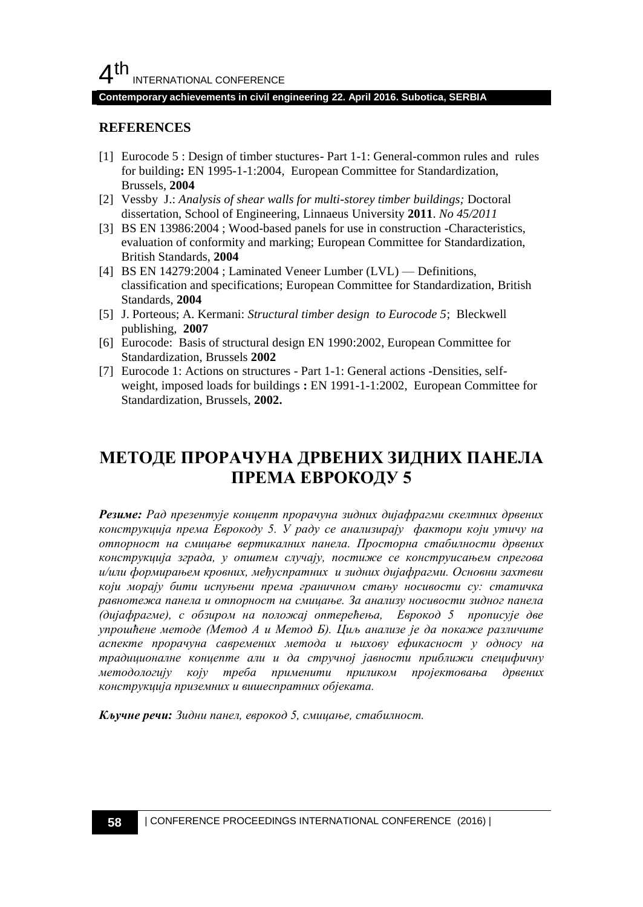## REFERENCES

- [1] Eurocode 5 : Design of timber stuctures- Part 1-1: General-common rules and rules for building**:** EN 1995-1-1:2004, European Committee for Standardization, Brussels, **2004**
- [2] Vessby J.: *Analysis of shear walls for multi-storey timber buildings;* Doctoral dissertation, School of Engineering, Linnaeus University **2011**. *No 45/2011*
- [3] BS EN 13986:2004 ; Wood-based panels for use in construction -Characteristics, evaluation of conformity and marking; European Committee for Standardization, British Standards, **2004**
- [4] BS EN 14279:2004 ; Laminated Veneer Lumber (LVL) — Definitions, classification and specifications; European Committee for Standardization, British Standards, **2004**
- [5] J. Porteous; A. Kermani: *Structural timber design to Eurocode 5*; Bleckwell publishing, **2007**
- [6] Eurocode: Basis of structural design EN 1990:2002, European Committee for Standardization, Brussels **2002**
- [7] Eurocode 1: Actions on structures - Part 1-1: General actions -Densities, self-weight, imposed loads for buildings **:** EN 1991-1-1:2002, European Committee for Standardization, Brussels, **2002.**

# МЕТОДЕ ПРОРАЧУНА ДРВЕНИХ ЗИДНИХ ПАНЕЛА ПРЕМА ЕВРОКОДУ 5

***Резиме:*** *Рад презентује концепт прорачуна зидних дијафрагми скелтних дрвених конструкција према Еврокоду 5. У раду се анализирају фактори који утичу на отпорност на смицање вертикалних панела. Просторна стабилности дрвених конструкција зграда, у општем случају, постиже се конструисањем спрегова и/или формирањем кровних, међуспратних и зидних дијафрагми. Основни захтеви који морају бити испуњени према граничном стању носивости су: статичка равнотежа панела и отпорност на смицање. За анализу носивости зидног панела (дијафрагме), с обзиром на положај оптерећења, Еврокод 5 прописује две упрошћене методе (Метод А и Метод Б). Циљ анализе је да покаже различите аспекте прорачуна савремених метода и њихову ефикасност у односу на традиционалне концепте али и да стручној јавности приближи специфичну методологију коју треба применити приликом пројектовања дрвених конструкција приземних и вишеспратних објеката.*

***Кључне речи:*** *Зидни панел, еврокод 5, смицање, стабилност.*